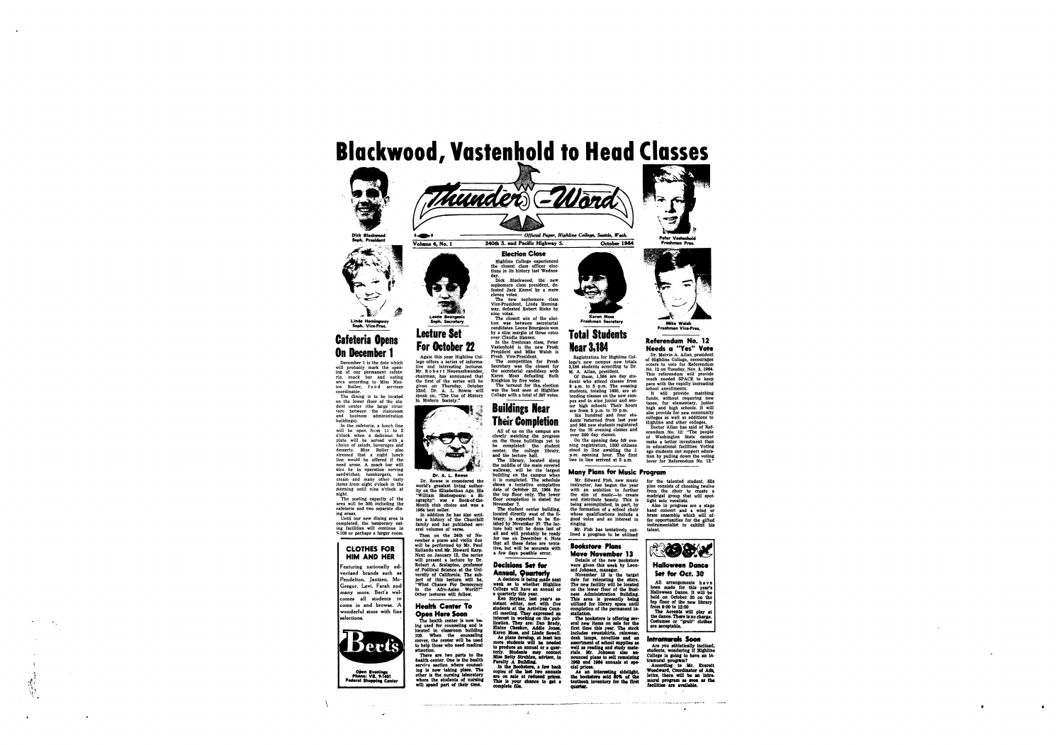# Blackwood, Vastenhold to Head Classes

Thunder-Word

Official Paper, Highline College, Seattle, Wash.

Volume 4, No. 1 — 240th S. and Pacific Highway S. — October 1964

Dick Blackwood
Soph. President

Linda Hemingway
Soph. Vice-Pres.

Leone Bourgeois
Soph. Secretary

Karen Moss
Freshman Secretary

Peter Vastenhold
Freshman Pres.

Mike Walsh
Freshman Vice-Pres.

## Election Close

Highline College experienced the closest class officer elections in its history last Wednesday.

Dick Blackwood, the new sophomore class president, defeated Jack Kamel by a mere eleven votes.

The new sophomore class Vice-President, Linda Hemingway, defeated Robert Rieke by nine votes.

The closest win of the election was between secretarial candidates. Leone Bourgeois won by a slim margin of three votes over Claudia Hansen.

In the freshman class, Peter Vastenhold is the new Frosh President and Mike Walsh is Frosh Vice-President.

The competition for Frosh Secretary was the closest for the secretarial candidacy with Karen Moss defeating Ruth Knighton by five votes.

The turnout for the election was the best seen at Highline College with a total of 397 votes.

## Cafeteria Opens On December 1

December 1 is the date which will probably mark the opening of our permanent cafeteria, snack bar and eating area according to Miss Monica Roller, food services coordinator.

The dining is to be located on the lower floor of the student center (the large structure between the classroom and business administration buildings).

In the cafeteria, a lunch line will be open from 11 to 2 o'clock when a delicious hot plate will be served with a choice of salads, beverages and desserts. Miss Roller also stressed that a night lunch line would be offered if the need arose. A snack bar will also be in operation serving sandwiches, hamburgers, ice cream and many other tasty items from eight o'clock in the morning until nine o'clock at night.

The seating capacity of the area will be 300 including the cafeteria and two separate dining areas.

Until our new dining area is completed, the temporary eating facilities will continue in 9-108 or perhaps a larger room.

### CLOTHES FOR HIM AND HER

Featuring nationally advertised brands such as Pendelton, Jantzen, McGregor, Levi, Farah and many more. Bert's welcomes all students to come in and browse. A wonderful store with fine selections.

Bert's

Open Evenings
Phone: VE. 9-1401
Federal Shopping Center

## Lecture Set For October 22

Again this year Highline College offers a series of informative and interesting lectures. Mr. Robert Neuenschwander, chairman, has announced that the first of the series will be given on Thursday, October 22nd. Dr. A. L. Rowse will speak on, "The Use of History In Modern Society."

Dr. A. L. Rowse

Dr. Rowse is considered the world's greatest living authority on the Elizabethan Age. His "William Shakespeare: a Biography" was a Book-of-the-Month club choice and was a 1964 best seller.

In addition he has also written a history of the Churchill family and has published several volumes of verse.

Then on the 24th of November a piano and violin duo will be performed by Mr. Paul Rollando and Mr. Howard Karp. Next on January 12, the series will present a lecture by Dr. Robert A. Scalapino, professor of Political Science at the University of California. The subject of this lecture will be, "What Chance For Democracy in the Afro-Asian World?" Other lectures will follow.

## Health Center To Open Here Soon

The health center is now being used for counseling and is located in classroom building 105. When the counseling moves, the center will be used to help those who need medical attention.

There are two parts to the health center. One is the health service section where counseling is now taking place. The other is the nursing laboratory where the students of nursing will spend part of their time.

## Buildings Near Their Completion

All of us on the campus are closely watching the progress on the three buildings yet to be completed: the student center, the college library, and the lecture hall.

The library, located along the middle of the main covered walkway, will be the largest building on the campus when it is completed. The schedule shows a tentative completion date of October 22, 1964 for the top floor only. The lower floor completion is slated for November 7.

The student center building, located directly west of the library, is expected to be finished by November 27. The lecture hall will be done last of all and will probably be ready for use on December 4. Note that all these dates are tentative, but will be accurate with a few days possible error.

## Decisions Set for Annual, Quarterly

A decision is being made next week as to whether Highline College will have an annual or a quarterly this year.

Ken Stryker, last year's assistant editor, met with five students at the Activities Council meeting. They expressed an interest in working on the publication. They are: Dan Brady, Elaine Cheskov, Addie Jones, Karen Moss, and Linda Sewell.

As plans develop, at least ten more students will be needed to produce an annual or a quarterly. Students may contact Miss Betty Strehlau, advisor, in Faculty A Building.

In the Bookstore, a few back copies of the last two annuals are on sale at reduced prices. This is your chance to get a complete file.

## Total Students Near 3,184

Registration for Highline College's new campus now totals 3,184 students according to Dr. M. A. Allan, president.

Of these, 1,584 are day students who attend classes from 8 a.m. to 5 p.m. The evening students, totaling 1600, are attending classes on the new campus and in nine junior and senior high schools. Their hours are from 5 p.m. to 10 p.m.

Six hundred and four students returned from last year and 980 new students registered for the 76 evening classes and over 300 day classes.

On the opening date for evening registration, 1200 citizens stood in line awaiting the 1 p.m. opening hour. The first two in line arrived at 5 a.m.

## Referendum No. 12 Needs a "Yes" Vote

Dr. Melvin A. Allan, president of Highline College, encourages voters to vote for Referendum No. 12 on Tuesday, Nov. 3, 1964. This referendum will provide much needed SPACE to keep pace with the rapidly increasing school enrollments.

It will provide matching funds, without requiring new taxes, for elementary, junior high and high schools. It will also provide for new community colleges as well as additions to Highline and other colleges.

Doctor Allan has said of Referendum No. 12: "The people of Washington State cannot make a better investment than in educational facilities. Voting age students can support education by pulling down the voting lever for Referendum No. 12."

## Many Plans for Music Program

Mr. Edward Fish, new music instructor, has begun the year with an ambition to further the aim of music—to create and distribute beauty. This is being accomplished, in part, by the formation of a school choir whose qualifications include a good voice and an interest in singing.

Mr. Fish has tentatively outlined a program to be utilized for the talented student. His plan consists of choosing twelve from the choir to create a madrigal group that will spotlight solo vocalists.

Also in progress are a stage band concert and a wind or brass ensemble which will offer opportunities for the gifted instrumentalist to exhibit his talent.

## Bookstore Plans Move November 13

Details of the new bookstore were given this week by Leonard Johnson, manager.

November 13 is the target date for relocating the store. The new facility will be located on the lower floor of the Business Administration Building. This area is presently being utilized for library space until completion of the permanent installation.

The bookstore is offering several new items on sale for the first time this year. The stock includes sweatshirts, rainwear, desk lamps, novelties and an assortment of school supplies as well as reading and study materials. Mr. Johnson also announced plans to sell remaining 1963 and 1964 annuals at special prices.

As an interesting sidelight, the bookstore sold 80% of the textbook inventory for the first quarter.

## Halloween Dance Set for Oct. 30

All arrangements have been made for this year's Halloween Dance. It will be held on October 30 on the top floor of the new library from 9:00 to 12:00

The Accents will play at the dance. There is no charge. Costumes or "grub" clothes are acceptable.

## Intramurals Soon

Are you athletically inclined, students, wondering if Highline College is going to have an intramural program?

According to Mr. Everett Woodward, Coordinator of Athletics, there will be an intramural program as soon as the facilities are available.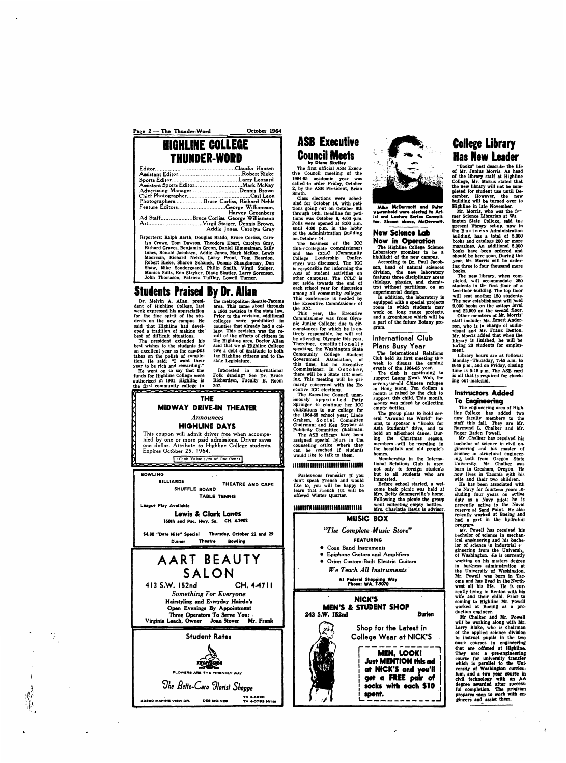# HIGHLINE COLLEGE THUNDER-WORD

Editor.....Claudia Hansen
Assistant Editor.....Robert Rieke
Sports Editor.....Larry Leonard
Assistant Sports Editor.....Mark McKay
Advertising Manager.....Dennis Brown
Chief Photographer.....Carl Leon
Photographers.....Bruce Corliss, Richard Nehls
Feature Editors.....George Williamson, Harvey Greenberg
Ad Staff.....Bruce Corliss, George Williamson
Art.....Virgil Staiger, Dennis Brown, Addie Jones, Carolyn Gray

Reporters: Ralph Barth, Douglas Brado, Bruce Corliss, Carolyn Crowe, Tom Dawson, Theodore Ebert, Carolyn Gray, Richard Graves, Benjamin Grenn, Daniel Himmelman, Sally Innes, Ronald Jacobsen, Addie Jones, Mark McKay, Lewis Moorman, Richard Nehls, Larry Prout, Tom Reardon, Robert Rieke, Sharon Schanck, Dennis Shaughnessy, Don Shaw, Mike Sondergaard, Philip Smith, Virgil Staiger, Monica Sills, Ken Stryker, Diane Skutley, Larry Sorenson, John Thomason, Patricia Tuffley, Lowell Turner.

## Students Praised By Dr. Allan

Dr. Melvin A. Allan, president of Highline College, last week expressed his appreciation for the fine spirit of the students on the new campus. He said that Highline had developed a tradition of making the best of difficult situations.

The president extended his best wishes to the students for an excellent year as the campus takes on the polish of completion. He said: "I want their year to be rich and rewarding."

He went on to say that the funds for Highline College were authorized in 1961. Highline is the first community college in the metropolitan Seattle-Tacoma area. This came about through a 1961 revision in the state law. Prior to the revision, additional colleges were prohibited in counties that already had a college. This revision was the result of the efforts of citizens in the Highline area. Doctor Allan said that we at Highline College owe a debt of gratitude to both the Highline citizens and to the state Legislature.

Interested in International Folk dancing? See Dr. Bruce Richardson, Faculty B, Room 207.

---

**THE MIDWAY DRIVE-IN THEATER**

*Announces*

**HIGHLINE DAYS**

This coupon will admit driver free when accompanied by one or more paid admissions. Driver saves one dollar. Attribute to Highline College students. Expires October 25, 1964.

(Cash Value 1/20 of One Cent)

---

BOWLING
BILLIARDS
SHUFFLE BOARD
THEATRE AND CAFE
TABLE TENNIS

League Play Available

**Lewis & Clark Lanes**
160th and Pac. Hwy. So. CH. 4-2902

$4.80 "Date Nite" Special Thursday, October 22 and 29
Dinner Theatre Bowling

---

**AART BEAUTY SALON**

413 S.W. 152nd CH. 4-4711

*Something For Everyone*

Hairstyling and Everyday Hairdo's
Open Evenings By Appointment
Three Operators To Serve You:
Virginia Leach, Owner Joan Stover Mr. Frank

---

**Student Rates**

FLOWERS ARE THE FRIENDLY WAY

*The Bette-Caro Florist Shoppe*

22330 MARINE VIEW DR. DES MOINES TA 4-8980 TA 4-0752 NITES

---

## ASB Executive Council Meets

by Diane Skutley

The first official ASB Executive Council meeting of the 1964-65 academic year was called to order Friday, October 2, by the ASB President, Brian Smith.

Class elections were scheduled for October 14, with petitions going out on October 9th through 14th. Deadline for petitions was October 8, 4:00 p.m. Polls were opened at 8:00 a.m. until 4:00 p.m. in the lobby of the Administration Building on October 14.

The business of the ICC (Inter-Collegiate Commissioner) and the CCLC (Community College Leadership Conference) was discussed. The ICC is responsible for informing the ASB of student activities on other campuses. The CCLC is set aside towards the end of each school year for discussion among all community colleges. This conference is headed by the Executive Commissioner of the ICC.

This year, the Executive Commissioner was from Olympic Junior College; due to circumstances for which he is entirely responsible, he will not be attending Olympic this year. Therefore, constitutionally speaking, the Washington State Community College Student Government Association, at this time, has no Executive Commissioner. In October, there will be a State ICC meeting. This meeting will be primarily concerned with the Executive ICC elections.

The Executive Council unanimously appointed Patty Springer to continue her ICC obligations to our college for the 1964-65 school year; Linda Graham, Social Committee Chairman; and Ken Stryker as Publicity Committee Chairman.

The ASB officers have been assigned special hours in the counseling office where they can be reached if students would like to talk to them.

Parlez-vous francais? If you don't speak French and would like to, you will be happy to learn that French 101 will be offered Winter Quarter.

---

Mike McDermott and Peter Vestenhold were elected to Artist and Lecture Series Committee. Shown above, McDermott.

## New Science Lab Now in Operation

The Highline College Science Laboratory promises to be a highlight of the new campus.

According to Dr. Paul Jacobson, head of natural sciences division, the new laboratory features three disciplinary areas (biology, physics, and chemistry) without partitions, on an experimental design.

In addition, the laboratory is equipped with a special projects room in which students may work on long range projects, and a greenhouse which will be a part of the future Botany program.

## International Club Plans Busy Year

The International Relations Club held its first meeting this week to discuss the coming events of the 1964-65 year.

The club is continuing to support Leung Kwak Wah, the seven-year-old Chinese refugee in Hong Kong. Ten dollars a month is raised by the club to support this child. This month, money was raised by collecting empty bottles.

The group plans to hold several "Around the World" forums, to sponsor a "Books for Asia Students" drive, and to hold an all-school dance. During the Christmas season, members will be caroling in the hospitals and old people's homes.

Membership in the International Relations Club is open not only to foreign students but to all students who are interested.

Before school started, a welcome back picnic was held at Mrs. Betty Sommerville's home. Following the picnic the group went collecting empty bottles. Mrs. Charlotte Davis is advisor.

---

**MUSIC BOX**

*"The Complete Music Store"*

FEATURING

- Conn Band Instruments
- Epiphone Guitars and Amplifiers
- Orion Custom-Built Electric Guitars

*We Teach All Instruments*

At Federal Shopping Way
Phone: WA. 7-7070

---

**NICK'S MEN'S & STUDENT SHOP**

243 S.W. 152nd Burien

Shop for the Latest in College Wear at NICK'S

**MEN, LOOK! Just MENTION this ad at NICK'S and you'll get a FREE pair of socks with each $10 spent.**

---

## College Library Has New Leader

"Books" best describe the life of Mr. Junius Morris. As head of the library staff at Highline College, Mr. Morris stated that the new library will not be completed for student use until December. However, the new building will be turned over to Highline in late November.

Mr. Morris, who was the former Science Librarian at Washington State College, said the present library set-up, now in the Business Administration building, has a total of 5,000 books and catalogs 200 or more magazines. An additional 5,000 books have been ordered and should be here soon. During the year, Mr. Morris will be ordering three to four thousand more books.

The new library, when completed, will accommodate 250 students in the first floor of a two-floor building. The top floor will seat another 150 students. The new establishment will hold 9,000 books on the bottom level and 22,500 on the second floor.

Other members of Mr. Morris' staff include: Mr. Ernest Anderson, who is in charge of audio-visual and Mr. Frank Denton. Mr. Morris added that when the library is finished, he will be hiring 20 students for employment.

Library hours are as follows: Monday - Thursday, 7:45 a.m. to 9:45 p.m., and on Friday, closing time is 5:15 p.m. The ASB card is all that is required for checking out material.

## Instructors Added To Engineering

The engineering area of Highline College has added two new faculty members to the staff this fall. They are Mr. Raymond L. Chalker and Mr. Roger Baden Powell.

Mr. Chalker has received his bachelor of science in civil engineering and his master of science in structural engineering, both from Oregon State University. Mr. Chalker was born in Gresham, Oregon. He now lives in Tacoma with his wife and their two children.

He has been associated with the Navy for fourteen years including four years on active duty as a Navy pilot; he is presently active in the Naval reserve at Sand Point. He also recently worked at Boeing and had a part in the hydrofoil program.

Mr. Powell has received his bachelor of science in mechanical engineering and his bachelor of science in industrial engineering from the University of Washington. He is currently working on his masters degree in business administration at the University of Washington. Mr. Powell was born in Tacoma and has lived in the Northwest all his life. He is currently living in Renton with his wife and their child. Prior to coming to Highline Mr. Powell worked at Boeing as a production engineer.

Mr Chalker and Mr. Powell will be working along with Mr. Larry Blake, who is chairman of the applied science division to instruct pupils in the two basic courses in engineering that are offered at Highline. They are: a pre-engineering course for university transfer which is parallel to the University of Washington curriculum, and a two year course in civil technology with an AA degree awarded after successful completion. The program prepares men to work with engineers and assist them.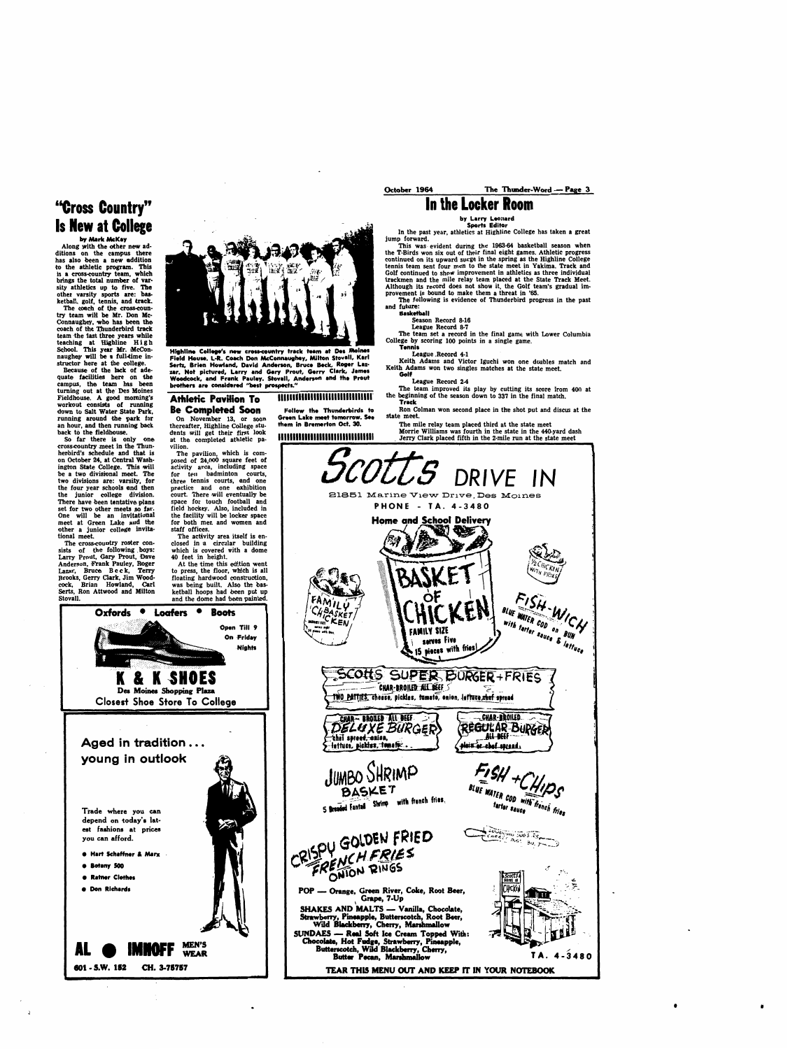# "Cross Country" Is New at College

by Mark McKay

Along with the other new additions on the campus there has also been a new addition to the athletic program. This is a cross-country team, which brings the total number of varsity athletics up to five. The other varsity sports are: basketball, golf, tennis, and track.

The coach of the cross-country team will be Mr. Don McConnaughey, who has been the coach of the Thunderbird track team the last three years while teaching at Highline High School. This year Mr. McConnaughey will be a full-time instructor here at the college.

Because of the lack of adequate facilities here on the campus, the team has been turning out at the Des Moines Fieldhouse. A good morning's workout consists of running down to Salt Water State Park, running around the park for an hour, and then running back back to the fieldhouse.

So far there is only one cross-country meet in the Thunderbird's schedule and that is on October 24, at Central Washington State College. This will be a two divisional meet. The two divisions are: varsity, for the four year schools and then the junior college division. There have been tentative plans set for two other meets so far. One will be an invitational meet at Green Lake and the other a junior college invitational meet.

The cross-country roster consists of the following boys: Larry Prout, Gary Prout, Dave Anderson, Frank Pauley, Roger Lazar, Bruce Beck, Terry Brooks, Gerry Clark, Jim Woodcock, Brian Howland, Carl Serts, Ron Attwood and Milton Stovall.

Highline College's new cross-country track team at Des Moines Field House. L-R. Coach Don McConnaughey, Milton Stovall, Karl Sertz, Brien Howland, David Anderson, Bruce Beck, Roger Lazar. Not pictured, Larry and Gary Prout, Gerry Clark, James Woodcock, and Frank Pauley. Stovall, Anderson and the Prout brothers are considered "best prospects."

## Athletic Pavilion To Be Completed Soon

On November 13, or soon thereafter, Highline College students will get their first look at the completed athletic pavilion.

The pavilion, which is composed of 24,000 square feet of activity area, including space for ten badminton courts, three tennis courts, and one practice and one exhibition court. There will eventually be space for touch football and field hockey. Also, included in the facility will be locker space for both men and women and staff offices.

The activity area itself is enclosed in a circular building which is covered with a dome 40 feet in height.

At the time this edition went to press, the floor, which is all floating hardwood construction, was being built. Also the basketball hoops had been put up and the dome had been painted.

Follow the Thunderbirds to Green Lake meet tomorrow. See them in Bremerton Oct. 30.

# In the Locker Room

by Larry Leonard
Sports Editor

In the past year, athletics at Highline College has taken a great jump forward.

This was evident during the 1963-64 basketball season when the T-Birds won six out of their final eight games. Athletic progress continued on its upward surge in the spring as the Highline College tennis team sent four men to the state meet in Yakima. Track and Golf continued to show improvement in athletics as three individual trackmen and the mile relay team placed at the State Track Meet. Although its record does not show it, the Golf team's gradual improvement is bound to make them a threat in '65.

The following is evidence of Thunderbird progress in the past and future:

**Basketball**

Season Record 8-16

League Record 8-7

The team set a record in the final game with Lower Columbia College by scoring 100 points in a single game.

**Tennis**

League Record 4-1

Keith Adams and Victor Iguchi won one doubles match and Keith Adams won two singles matches at the state meet.

**Golf**

League Record 2-4

The team improved its play by cutting its score from 400 at the beginning of the season down to 337 in the final match.

**Track**

Ron Colman won second place in the shot put and discus at the state meet.

The mile relay team placed third at the state meet

Morrie Williams was fourth in the state in the 440-yard dash

Jerry Clark placed fifth in the 2-mile run at the state meet

---

**Oxfords • Loafers • Boots**

Open Till 9 On Friday Nights

**K & K SHOES**
Des Moines Shopping Plaza
Closest Shoe Store To College

---

**Aged in tradition... young in outlook**

Trade where you can depend on today's latest fashions at prices you can afford.

- Hart Schaffner & Marx
- Botany 500
- Rattner Clothes
- Don Richards

**AL • IMHOFF** MEN'S WEAR
601 - S.W. 152 CH. 3-75757

---

**Scotts DRIVE IN**
21851 Marine View Drive, Des Moines
PHONE - TA. 4-3480

Home and School Delivery

BASKET OF CHICKEN — FAMILY SIZE serves Five 15 pieces with fries

FAMILY CHICKEN BASKET

½ CHICKEN WITH FRIES

FISH-WICH — BLUE WATER COD on BUN with tartar sauce & lettuce

SCOTTS SUPER BURGER+FRIES — CHAR-BROILED ALL BEEF — TWO PATTIES, cheese, pickles, tomato, onion, lettuce, chef spread

CHAR-BROILED ALL BEEF DELUXE BURGER — chef spread, onion, lettuce, pickles, tomato

CHAR-BROILED REGULAR BURGER — ALL BEEF — plain or chef spread

JUMBO SHRIMP BASKET — 5 Breaded Fantail Shrimp with french fries

FISH + CHIPS — BLUE WATER COD with french fries, tartar sauce

CRISPY GOLDEN FRIED FRENCH FRIES ONION RINGS

POP — Orange, Green River, Coke, Root Beer, Grape, 7-Up

SHAKES AND MALTS — Vanilla, Chocolate, Strawberry, Pineapple, Butterscotch, Root Beer, Wild Blackberry, Cherry, Marshmallow

SUNDAES — Real Soft Ice Cream Topped With: Chocolate, Hot Fudge, Strawberry, Pineapple, Butterscotch, Wild Blackberry, Cherry, Butter Pecan, Marshmallow

TA. 4-3480

TEAR THIS MENU OUT AND KEEP IT IN YOUR NOTEBOOK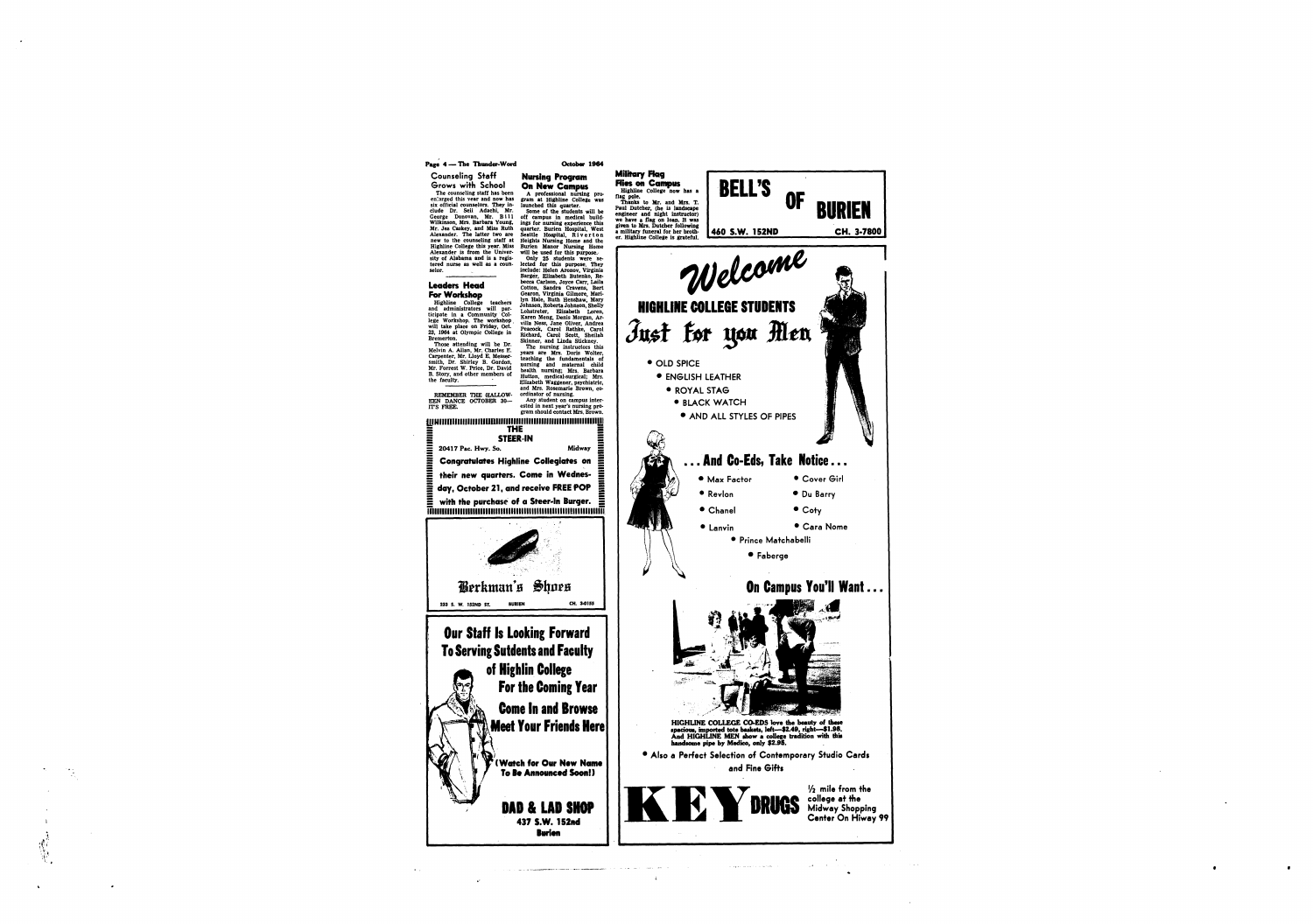## Counseling Staff Grows with School

The counseling staff has been enlarged this year and now has six official counselors. They include Dr. Seil Adachi, Mr. George Donovan, Mr. Bill Wilkinson, Mrs. Barbara Young, Mr. Jes Caskey, and Miss Ruth Alexander. The latter two are new to the counseling staff at Highline College this year. Miss Alexander is from the University of Alabama and is a registered nurse as well as a counselor.

## Leaders Head For Workshop

Highline College teachers and administrators will participate in a Community College Workshop. The workshop will take place on Friday, Oct. 23, 1964 at Olympic College in Bremerton.

Those attending will be Dr. Melvin A. Allan, Mr. Charles F. Carpenter, Mr. Lloyd E. Messersmith, Dr. Shirley B. Gordon, Mr. Forrest W. Price, Dr. David B. Story, and other members of the faculty.

REMEMBER THE HALLOWEEN DANCE OCTOBER 30—IT'S FREE.

## Nursing Program On New Campus

A professional nursing program at Highline College was launched this quarter.

Some of the students will be off campus in medical buildings for nursing experience this quarter. Burien Hospital, West Seattle Hospital, Riverton Heights Nursing Home and the Burien Manor Nursing Home will be used for this purpose.

Only 25 students were selected for this purpose. They include: Helen Aronov, Virginia Barger, Elizabeth Butenko, Rebecca Carlson, Joyce Carr, Laila Cotten, Sandra Cravens, Bert Gearon, Virginia Gilmore, Marilyn Hale, Ruth Henshaw, Mary Johnson, Roberta Johnson, Shelly Lohstreter, Elizabeth Loren, Karen Meng, Denis Morgan, Arvilla Ness, Jane Oliver, Andrea Peacock, Carol Rathke, Carol Richard, Carol Scott, Sheilah Skinner, and Linda Stickney.

The nursing instructors this years are Mrs. Doris Wolter, teaching the fundamentals of nursing and maternal child health nursing; Mrs. Barbara Hutton, medical-surgical; Mrs. Elizabeth Waggener, psychiatric, and Mrs. Rosemarie Brown, coordinator of nursing.

Any student on campus interested in next year's nursing program should contact Mrs. Brown.

## Military Flag Flies on Campus

Highline College now has a flag pole.

Thanks to Mr. and Mrs. T. Paul Dutcher, (he is landscape engineer and night instructor) we have a flag on loan. It was given to Mrs. Dutcher following a military funeral for her brother. Highline College is grateful.

---

**THE STEER-IN**

20417 Pac. Hwy. So. Midway

Congratulates Highline Collegiates on their new quarters. Come in Wednesday, October 21, and receive FREE POP with the purchase of a Steer-In Burger.

---

**Berkman's Shoes**

333 S. W. 152ND ST. BURIEN CH. 3-0155

---

**Our Staff Is Looking Forward To Serving Sutdents and Faculty of Highlin College For the Coming Year**

**Come In and Browse Meet Your Friends Here**

(Watch for Our New Name To Be Announced Soon!)

**DAD & LAD SHOP**
437 S.W. 152nd
Burien

---

**BELL'S OF BURIEN**

460 S.W. 152ND CH. 3-7800

---

**Welcome HIGHLINE COLLEGE STUDENTS**

**Just for you Men**

- OLD SPICE
- ENGLISH LEATHER
- ROYAL STAG
- BLACK WATCH
- AND ALL STYLES OF PIPES

**. . . And Co-Eds, Take Notice . . .**

- Max Factor
- Cover Girl
- Revlon
- Du Barry
- Chanel
- Coty
- Lanvin
- Cara Nome
- Prince Matchabelli
- Faberge

**On Campus You'll Want . . .**

HIGHLINE COLLEGE CO-EDS love the beauty of these spacious, imported tote baskets, left—$2.49, right—$1.98. And HIGHLINE MEN show a college tradition with this handsome pipe by Medico, only $2.95.

- Also a Perfect Selection of Contemporary Studio Cards and Fine Gifts

**KEY DRUGS**

½ mile from the college at the Midway Shopping Center On Hiway 99